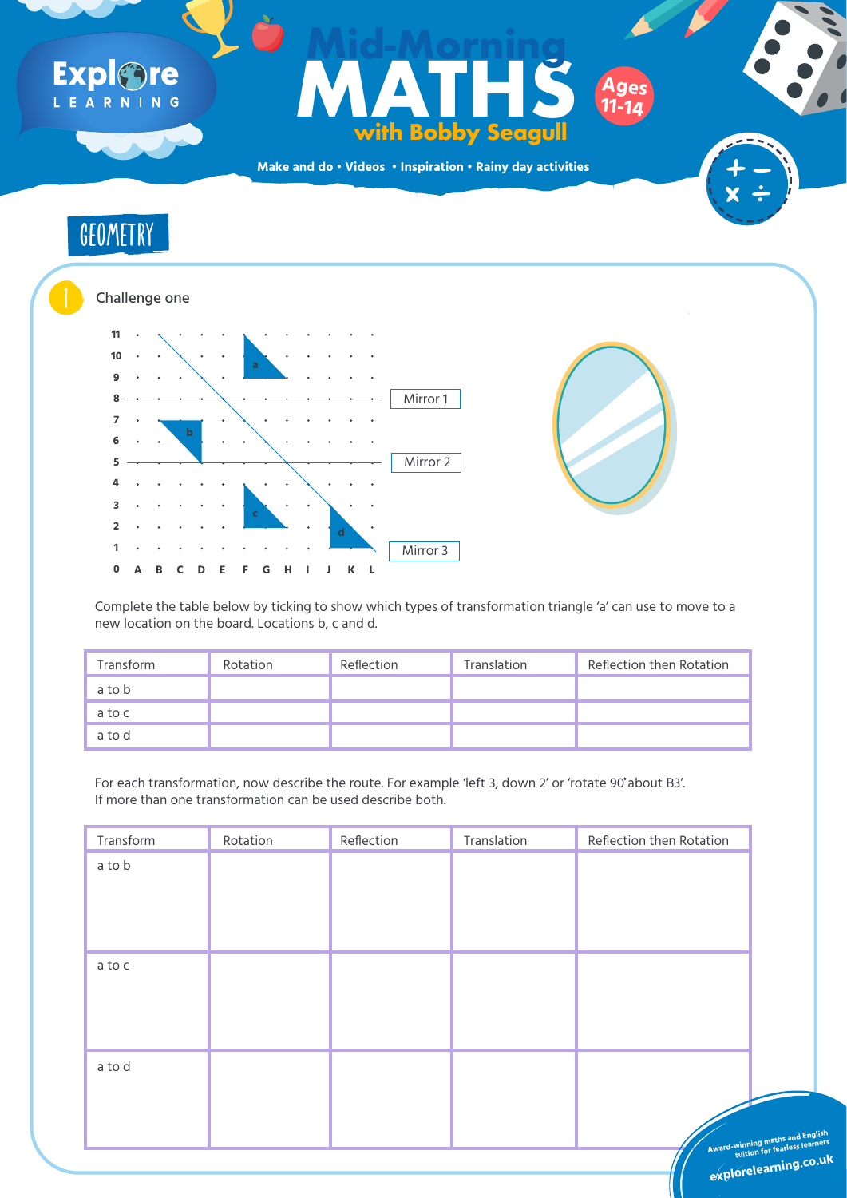# Mid-Morning MATHS with Bobby Seagull

Ages 11-14

Make and do • Videos • Inspiration • Rainy day activities

## GEOMETRY

### 1 Challenge one

Mirror 1

Mirror 2

Mirror 3

Complete the table below by ticking to show which types of transformation triangle 'a' can use to move to a new location on the board. Locations b, c and d.

| Transform | Rotation | Reflection | Translation | Reflection then Rotation |
|---|---|---|---|---|
| a to b | | | | |
| a to c | | | | |
| a to d | | | | |

For each transformation, now describe the route. For example 'left 3, down 2' or 'rotate 90˚about B3'.
If more than one transformation can be used describe both.

| Transform | Rotation | Reflection | Translation | Reflection then Rotation |
|---|---|---|---|---|
| a to b | | | | |
| a to c | | | | |
| a to d | | | | |

Award-winning maths and English tuition for fearless learners

explorelearning.co.uk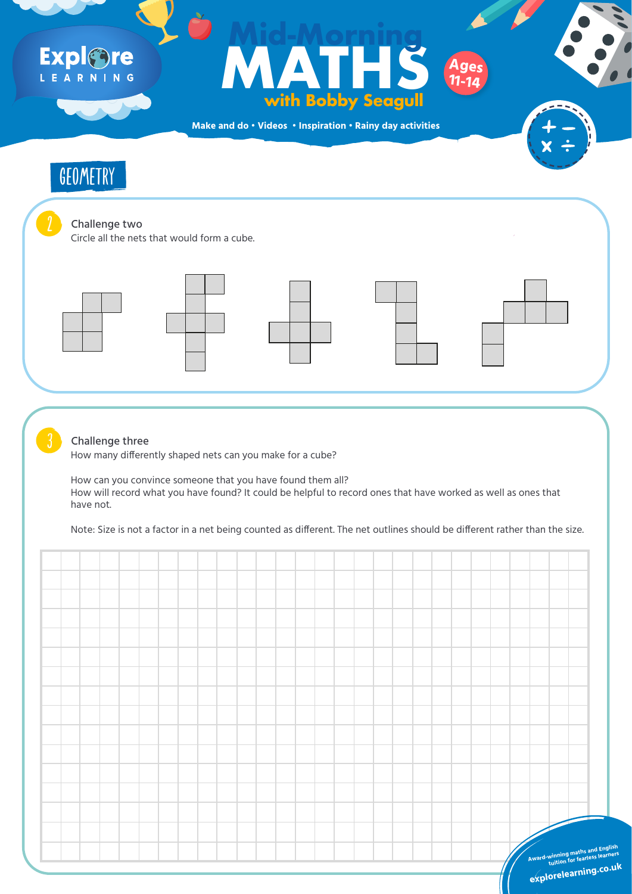# GEOMETRY

## Challenge two

Circle all the nets that would form a cube.

## Challenge three

How many differently shaped nets can you make for a cube?

How can you convince someone that you have found them all?
How will record what you have found? It could be helpful to record ones that have worked as well as ones that have not.

Note: Size is not a factor in a net being counted as different. The net outlines should be different rather than the size.